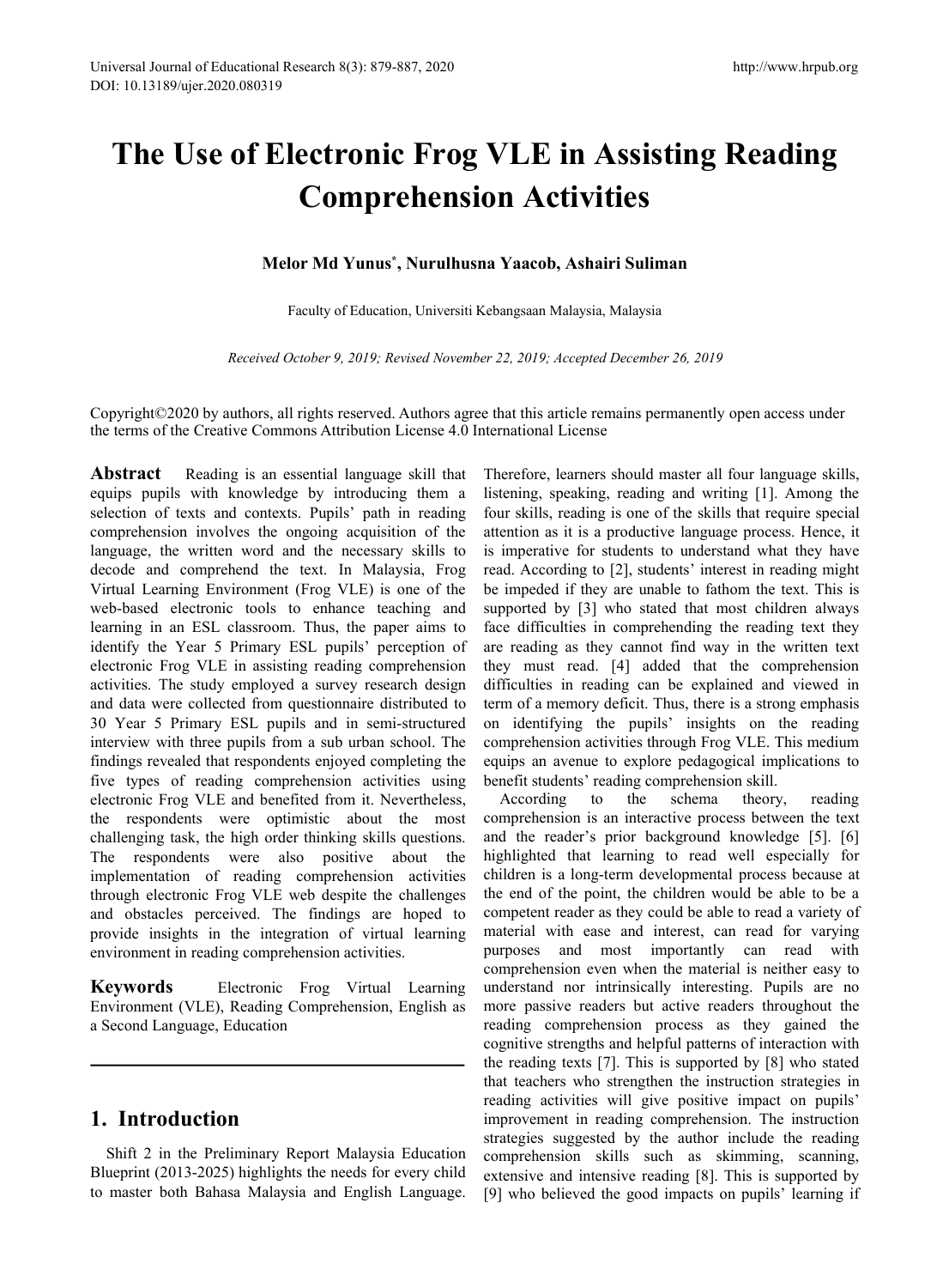# The Use of Electronic Frog VLE in Assisting Reading Comprehension Activities

**Melor Md Yunus***, **Nurulhusna Yaacob, Ashairi Suliman**

Faculty of Education, Universiti Kebangsaan Malaysia, Malaysia

*Received October 9, 2019; Revised November 22, 2019; Accepted December 26, 2019*

Copyright©2020 by authors, all rights reserved. Authors agree that this article remains permanently open access under the terms of the Creative Commons Attribution License 4.0 International License

**Abstract** Reading is an essential language skill that equips pupils with knowledge by introducing them a selection of texts and contexts. Pupils' path in reading comprehension involves the ongoing acquisition of the language, the written word and the necessary skills to decode and comprehend the text. In Malaysia, Frog Virtual Learning Environment (Frog VLE) is one of the web-based electronic tools to enhance teaching and learning in an ESL classroom. Thus, the paper aims to identify the Year 5 Primary ESL pupils' perception of electronic Frog VLE in assisting reading comprehension activities. The study employed a survey research design and data were collected from questionnaire distributed to 30 Year 5 Primary ESL pupils and in semi-structured interview with three pupils from a sub urban school. The findings revealed that respondents enjoyed completing the five types of reading comprehension activities using electronic Frog VLE and benefited from it. Nevertheless, the respondents were optimistic about the most challenging task, the high order thinking skills questions. The respondents were also positive about the implementation of reading comprehension activities through electronic Frog VLE web despite the challenges and obstacles perceived. The findings are hoped to provide insights in the integration of virtual learning environment in reading comprehension activities.

**Keywords** Electronic Frog Virtual Learning Environment (VLE), Reading Comprehension, English as a Second Language, Education

## 1. Introduction

Shift 2 in the Preliminary Report Malaysia Education Blueprint (2013-2025) highlights the needs for every child to master both Bahasa Malaysia and English Language. Therefore, learners should master all four language skills, listening, speaking, reading and writing [1]. Among the four skills, reading is one of the skills that require special attention as it is a productive language process. Hence, it is imperative for students to understand what they have read. According to [2], students' interest in reading might be impeded if they are unable to fathom the text. This is supported by [3] who stated that most children always face difficulties in comprehending the reading text they are reading as they cannot find way in the written text they must read. [4] added that the comprehension difficulties in reading can be explained and viewed in term of a memory deficit. Thus, there is a strong emphasis on identifying the pupils' insights on the reading comprehension activities through Frog VLE. This medium equips an avenue to explore pedagogical implications to benefit students' reading comprehension skill.

According to the schema theory, reading comprehension is an interactive process between the text and the reader's prior background knowledge [5]. [6] highlighted that learning to read well especially for children is a long-term developmental process because at the end of the point, the children would be able to be a competent reader as they could be able to read a variety of material with ease and interest, can read for varying purposes and most importantly can read with comprehension even when the material is neither easy to understand nor intrinsically interesting. Pupils are no more passive readers but active readers throughout the reading comprehension process as they gained the cognitive strengths and helpful patterns of interaction with the reading texts [7]. This is supported by [8] who stated that teachers who strengthen the instruction strategies in reading activities will give positive impact on pupils' improvement in reading comprehension. The instruction strategies suggested by the author include the reading comprehension skills such as skimming, scanning, extensive and intensive reading [8]. This is supported by [9] who believed the good impacts on pupils' learning if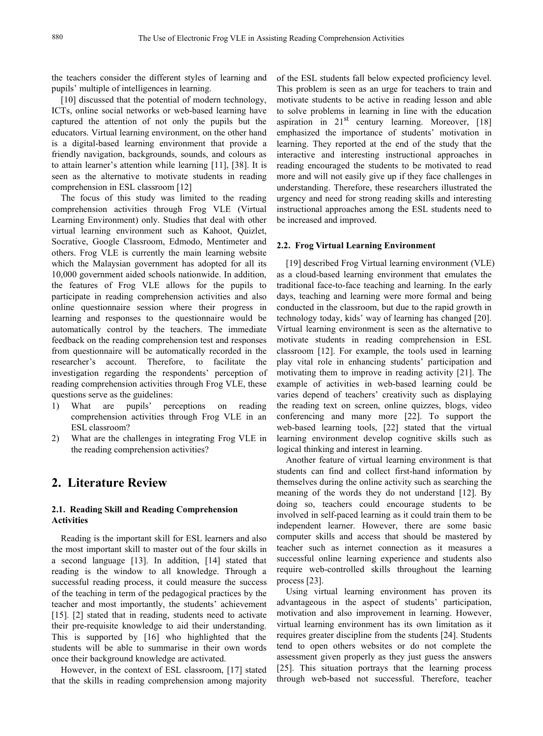the teachers consider the different styles of learning and pupils' multiple of intelligences in learning.

[10] discussed that the potential of modern technology, ICTs, online social networks or web-based learning have captured the attention of not only the pupils but the educators. Virtual learning environment, on the other hand is a digital-based learning environment that provide a friendly navigation, backgrounds, sounds, and colours as to attain learner's attention while learning [11], [38]. It is seen as the alternative to motivate students in reading comprehension in ESL classroom [12]

The focus of this study was limited to the reading comprehension activities through Frog VLE (Virtual Learning Environment) only. Studies that deal with other virtual learning environment such as Kahoot, Quizlet, Socrative, Google Classroom, Edmodo, Mentimeter and others. Frog VLE is currently the main learning website which the Malaysian government has adopted for all its 10,000 government aided schools nationwide. In addition, the features of Frog VLE allows for the pupils to participate in reading comprehension activities and also online questionnaire session where their progress in learning and responses to the questionnaire would be automatically control by the teachers. The immediate feedback on the reading comprehension test and responses from questionnaire will be automatically recorded in the researcher's account. Therefore, to facilitate the investigation regarding the respondents' perception of reading comprehension activities through Frog VLE, these questions serve as the guidelines:

1) What are pupils' perceptions on reading comprehension activities through Frog VLE in an ESL classroom?
2) What are the challenges in integrating Frog VLE in the reading comprehension activities?

## 2. Literature Review

### 2.1. Reading Skill and Reading Comprehension Activities

Reading is the important skill for ESL learners and also the most important skill to master out of the four skills in a second language [13]. In addition, [14] stated that reading is the window to all knowledge. Through a successful reading process, it could measure the success of the teaching in term of the pedagogical practices by the teacher and most importantly, the students' achievement [15]. [2] stated that in reading, students need to activate their pre-requisite knowledge to aid their understanding. This is supported by [16] who highlighted that the students will be able to summarise in their own words once their background knowledge are activated.

However, in the context of ESL classroom, [17] stated that the skills in reading comprehension among majority of the ESL students fall below expected proficiency level. This problem is seen as an urge for teachers to train and motivate students to be active in reading lesson and able to solve problems in learning in line with the education aspiration in 21st century learning. Moreover, [18] emphasized the importance of students' motivation in learning. They reported at the end of the study that the interactive and interesting instructional approaches in reading encouraged the students to be motivated to read more and will not easily give up if they face challenges in understanding. Therefore, these researchers illustrated the urgency and need for strong reading skills and interesting instructional approaches among the ESL students need to be increased and improved.

### 2.2. Frog Virtual Learning Environment

[19] described Frog Virtual learning environment (VLE) as a cloud-based learning environment that emulates the traditional face-to-face teaching and learning. In the early days, teaching and learning were more formal and being conducted in the classroom, but due to the rapid growth in technology today, kids' way of learning has changed [20]. Virtual learning environment is seen as the alternative to motivate students in reading comprehension in ESL classroom [12]. For example, the tools used in learning play vital role in enhancing students' participation and motivating them to improve in reading activity [21]. The example of activities in web-based learning could be varies depend of teachers' creativity such as displaying the reading text on screen, online quizzes, blogs, video conferencing and many more [22]. To support the web-based learning tools, [22] stated that the virtual learning environment develop cognitive skills such as logical thinking and interest in learning.

Another feature of virtual learning environment is that students can find and collect first-hand information by themselves during the online activity such as searching the meaning of the words they do not understand [12]. By doing so, teachers could encourage students to be involved in self-paced learning as it could train them to be independent learner. However, there are some basic computer skills and access that should be mastered by teacher such as internet connection as it measures a successful online learning experience and students also require web-controlled skills throughout the learning process [23].

Using virtual learning environment has proven its advantageous in the aspect of students' participation, motivation and also improvement in learning. However, virtual learning environment has its own limitation as it requires greater discipline from the students [24]. Students tend to open others websites or do not complete the assessment given properly as they just guess the answers [25]. This situation portrays that the learning process through web-based not successful. Therefore, teacher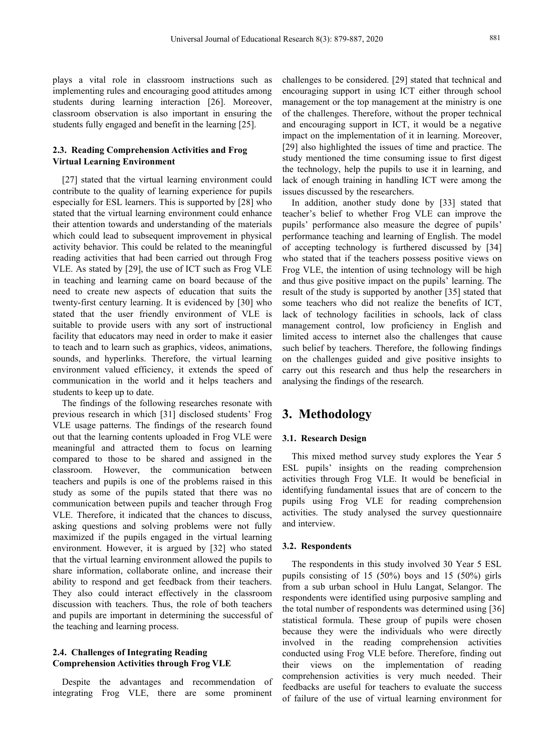plays a vital role in classroom instructions such as implementing rules and encouraging good attitudes among students during learning interaction [26]. Moreover, classroom observation is also important in ensuring the students fully engaged and benefit in the learning [25].

### 2.3. Reading Comprehension Activities and Frog Virtual Learning Environment

[27] stated that the virtual learning environment could contribute to the quality of learning experience for pupils especially for ESL learners. This is supported by [28] who stated that the virtual learning environment could enhance their attention towards and understanding of the materials which could lead to subsequent improvement in physical activity behavior. This could be related to the meaningful reading activities that had been carried out through Frog VLE. As stated by [29], the use of ICT such as Frog VLE in teaching and learning came on board because of the need to create new aspects of education that suits the twenty-first century learning. It is evidenced by [30] who stated that the user friendly environment of VLE is suitable to provide users with any sort of instructional facility that educators may need in order to make it easier to teach and to learn such as graphics, videos, animations, sounds, and hyperlinks. Therefore, the virtual learning environment valued efficiency, it extends the speed of communication in the world and it helps teachers and students to keep up to date.

The findings of the following researches resonate with previous research in which [31] disclosed students' Frog VLE usage patterns. The findings of the research found out that the learning contents uploaded in Frog VLE were meaningful and attracted them to focus on learning compared to those to be shared and assigned in the classroom. However, the communication between teachers and pupils is one of the problems raised in this study as some of the pupils stated that there was no communication between pupils and teacher through Frog VLE. Therefore, it indicated that the chances to discuss, asking questions and solving problems were not fully maximized if the pupils engaged in the virtual learning environment. However, it is argued by [32] who stated that the virtual learning environment allowed the pupils to share information, collaborate online, and increase their ability to respond and get feedback from their teachers. They also could interact effectively in the classroom discussion with teachers. Thus, the role of both teachers and pupils are important in determining the successful of the teaching and learning process.

### 2.4. Challenges of Integrating Reading Comprehension Activities through Frog VLE

Despite the advantages and recommendation of integrating Frog VLE, there are some prominent challenges to be considered. [29] stated that technical and encouraging support in using ICT either through school management or the top management at the ministry is one of the challenges. Therefore, without the proper technical and encouraging support in ICT, it would be a negative impact on the implementation of it in learning. Moreover, [29] also highlighted the issues of time and practice. The study mentioned the time consuming issue to first digest the technology, help the pupils to use it in learning, and lack of enough training in handling ICT were among the issues discussed by the researchers.

In addition, another study done by [33] stated that teacher's belief to whether Frog VLE can improve the pupils' performance also measure the degree of pupils' performance teaching and learning of English. The model of accepting technology is furthered discussed by [34] who stated that if the teachers possess positive views on Frog VLE, the intention of using technology will be high and thus give positive impact on the pupils' learning. The result of the study is supported by another [35] stated that some teachers who did not realize the benefits of ICT, lack of technology facilities in schools, lack of class management control, low proficiency in English and limited access to internet also the challenges that cause such belief by teachers. Therefore, the following findings on the challenges guided and give positive insights to carry out this research and thus help the researchers in analysing the findings of the research.

## 3. Methodology

### 3.1. Research Design

This mixed method survey study explores the Year 5 ESL pupils' insights on the reading comprehension activities through Frog VLE. It would be beneficial in identifying fundamental issues that are of concern to the pupils using Frog VLE for reading comprehension activities. The study analysed the survey questionnaire and interview.

### 3.2. Respondents

The respondents in this study involved 30 Year 5 ESL pupils consisting of 15 (50%) boys and 15 (50%) girls from a sub urban school in Hulu Langat, Selangor. The respondents were identified using purposive sampling and the total number of respondents was determined using [36] statistical formula. These group of pupils were chosen because they were the individuals who were directly involved in the reading comprehension activities conducted using Frog VLE before. Therefore, finding out their views on the implementation of reading comprehension activities is very much needed. Their feedbacks are useful for teachers to evaluate the success of failure of the use of virtual learning environment for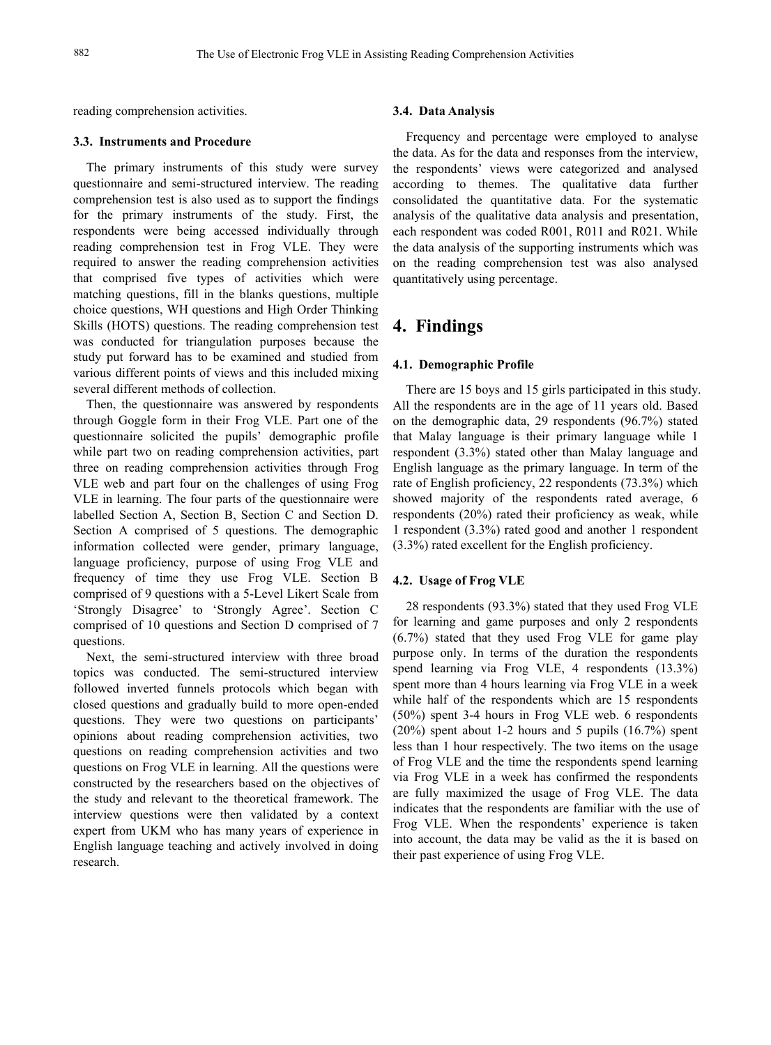reading comprehension activities.

### 3.3. Instruments and Procedure

The primary instruments of this study were survey questionnaire and semi-structured interview. The reading comprehension test is also used as to support the findings for the primary instruments of the study. First, the respondents were being accessed individually through reading comprehension test in Frog VLE. They were required to answer the reading comprehension activities that comprised five types of activities which were matching questions, fill in the blanks questions, multiple choice questions, WH questions and High Order Thinking Skills (HOTS) questions. The reading comprehension test was conducted for triangulation purposes because the study put forward has to be examined and studied from various different points of views and this included mixing several different methods of collection.

Then, the questionnaire was answered by respondents through Goggle form in their Frog VLE. Part one of the questionnaire solicited the pupils' demographic profile while part two on reading comprehension activities, part three on reading comprehension activities through Frog VLE web and part four on the challenges of using Frog VLE in learning. The four parts of the questionnaire were labelled Section A, Section B, Section C and Section D. Section A comprised of 5 questions. The demographic information collected were gender, primary language, language proficiency, purpose of using Frog VLE and frequency of time they use Frog VLE. Section B comprised of 9 questions with a 5-Level Likert Scale from 'Strongly Disagree' to 'Strongly Agree'. Section C comprised of 10 questions and Section D comprised of 7 questions.

Next, the semi-structured interview with three broad topics was conducted. The semi-structured interview followed inverted funnels protocols which began with closed questions and gradually build to more open-ended questions. They were two questions on participants' opinions about reading comprehension activities, two questions on reading comprehension activities and two questions on Frog VLE in learning. All the questions were constructed by the researchers based on the objectives of the study and relevant to the theoretical framework. The interview questions were then validated by a context expert from UKM who has many years of experience in English language teaching and actively involved in doing research.

### 3.4. Data Analysis

Frequency and percentage were employed to analyse the data. As for the data and responses from the interview, the respondents' views were categorized and analysed according to themes. The qualitative data further consolidated the quantitative data. For the systematic analysis of the qualitative data analysis and presentation, each respondent was coded R001, R011 and R021. While the data analysis of the supporting instruments which was on the reading comprehension test was also analysed quantitatively using percentage.

## 4. Findings

### 4.1. Demographic Profile

There are 15 boys and 15 girls participated in this study. All the respondents are in the age of 11 years old. Based on the demographic data, 29 respondents (96.7%) stated that Malay language is their primary language while 1 respondent (3.3%) stated other than Malay language and English language as the primary language. In term of the rate of English proficiency, 22 respondents (73.3%) which showed majority of the respondents rated average, 6 respondents (20%) rated their proficiency as weak, while 1 respondent (3.3%) rated good and another 1 respondent (3.3%) rated excellent for the English proficiency.

### 4.2. Usage of Frog VLE

28 respondents (93.3%) stated that they used Frog VLE for learning and game purposes and only 2 respondents (6.7%) stated that they used Frog VLE for game play purpose only. In terms of the duration the respondents spend learning via Frog VLE, 4 respondents (13.3%) spent more than 4 hours learning via Frog VLE in a week while half of the respondents which are 15 respondents (50%) spent 3-4 hours in Frog VLE web. 6 respondents (20%) spent about 1-2 hours and 5 pupils (16.7%) spent less than 1 hour respectively. The two items on the usage of Frog VLE and the time the respondents spend learning via Frog VLE in a week has confirmed the respondents are fully maximized the usage of Frog VLE. The data indicates that the respondents are familiar with the use of Frog VLE. When the respondents' experience is taken into account, the data may be valid as the it is based on their past experience of using Frog VLE.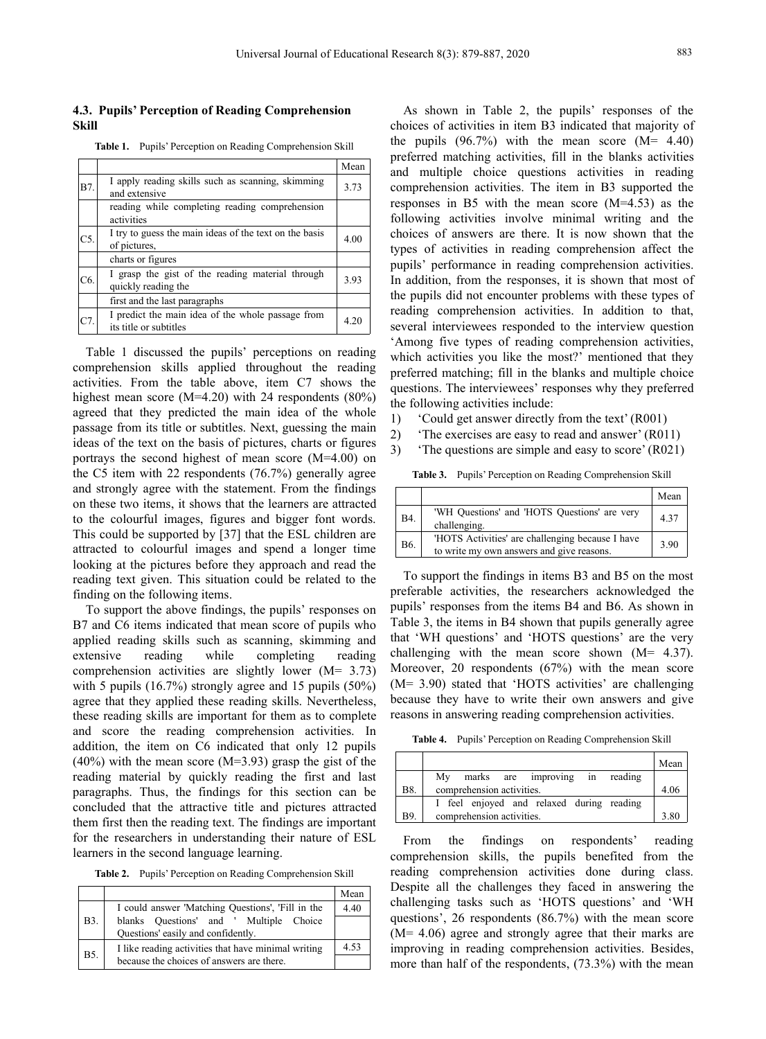### 4.3. Pupils' Perception of Reading Comprehension Skill

**Table 1.** Pupils' Perception on Reading Comprehension Skill

| | | Mean |
|---|---|---|
| B7. | I apply reading skills such as scanning, skimming and extensive | 3.73 |
| | reading while completing reading comprehension activities | |
| C5. | I try to guess the main ideas of the text on the basis of pictures, | 4.00 |
| | charts or figures | |
| C6. | I grasp the gist of the reading material through quickly reading the | 3.93 |
| | first and the last paragraphs | |
| C7. | I predict the main idea of the whole passage from its title or subtitles | 4.20 |

Table 1 discussed the pupils' perceptions on reading comprehension skills applied throughout the reading activities. From the table above, item C7 shows the highest mean score (M=4.20) with 24 respondents (80%) agreed that they predicted the main idea of the whole passage from its title or subtitles. Next, guessing the main ideas of the text on the basis of pictures, charts or figures portrays the second highest of mean score (M=4.00) on the C5 item with 22 respondents (76.7%) generally agree and strongly agree with the statement. From the findings on these two items, it shows that the learners are attracted to the colourful images, figures and bigger font words. This could be supported by [37] that the ESL children are attracted to colourful images and spend a longer time looking at the pictures before they approach and read the reading text given. This situation could be related to the finding on the following items.

To support the above findings, the pupils' responses on B7 and C6 items indicated that mean score of pupils who applied reading skills such as scanning, skimming and extensive reading while completing reading comprehension activities are slightly lower (M= 3.73) with 5 pupils (16.7%) strongly agree and 15 pupils (50%) agree that they applied these reading skills. Nevertheless, these reading skills are important for them as to complete and score the reading comprehension activities. In addition, the item on C6 indicated that only 12 pupils (40%) with the mean score (M=3.93) grasp the gist of the reading material by quickly reading the first and last paragraphs. Thus, the findings for this section can be concluded that the attractive title and pictures attracted them first then the reading text. The findings are important for the researchers in understanding their nature of ESL learners in the second language learning.

**Table 2.** Pupils' Perception on Reading Comprehension Skill

| | | Mean |
|---|---|---|
| B3. | I could answer 'Matching Questions', 'Fill in the blanks Questions' and ' Multiple Choice Questions' easily and confidently. | 4.40 |
| B5. | I like reading activities that have minimal writing because the choices of answers are there. | 4.53 |

As shown in Table 2, the pupils' responses of the choices of activities in item B3 indicated that majority of the pupils (96.7%) with the mean score (M= 4.40) preferred matching activities, fill in the blanks activities and multiple choice questions activities in reading comprehension activities. The item in B3 supported the responses in B5 with the mean score (M=4.53) as the following activities involve minimal writing and the choices of answers are there. It is now shown that the types of activities in reading comprehension affect the pupils' performance in reading comprehension activities. In addition, from the responses, it is shown that most of the pupils did not encounter problems with these types of reading comprehension activities. In addition to that, several interviewees responded to the interview question 'Among five types of reading comprehension activities, which activities you like the most?' mentioned that they preferred matching; fill in the blanks and multiple choice questions. The interviewees' responses why they preferred the following activities include:

1) 'Could get answer directly from the text' (R001)
2) 'The exercises are easy to read and answer' (R011)
3) 'The questions are simple and easy to score' (R021)

**Table 3.** Pupils' Perception on Reading Comprehension Skill

| | | Mean |
|---|---|---|
| B4. | 'WH Questions' and 'HOTS Questions' are very challenging. | 4.37 |
| B6. | 'HOTS Activities' are challenging because I have to write my own answers and give reasons. | 3.90 |

To support the findings in items B3 and B5 on the most preferable activities, the researchers acknowledged the pupils' responses from the items B4 and B6. As shown in Table 3, the items in B4 shown that pupils generally agree that 'WH questions' and 'HOTS questions' are the very challenging with the mean score shown (M= 4.37). Moreover, 20 respondents (67%) with the mean score (M= 3.90) stated that 'HOTS activities' are challenging because they have to write their own answers and give reasons in answering reading comprehension activities.

**Table 4.** Pupils' Perception on Reading Comprehension Skill

| | | Mean |
|---|---|---|
| B8. | My marks are improving in reading comprehension activities. | 4.06 |
| B9. | I feel enjoyed and relaxed during reading comprehension activities. | 3.80 |

From the findings on respondents' reading comprehension skills, the pupils benefited from the reading comprehension activities done during class. Despite all the challenges they faced in answering the challenging tasks such as 'HOTS questions' and 'WH questions', 26 respondents (86.7%) with the mean score (M= 4.06) agree and strongly agree that their marks are improving in reading comprehension activities. Besides, more than half of the respondents, (73.3%) with the mean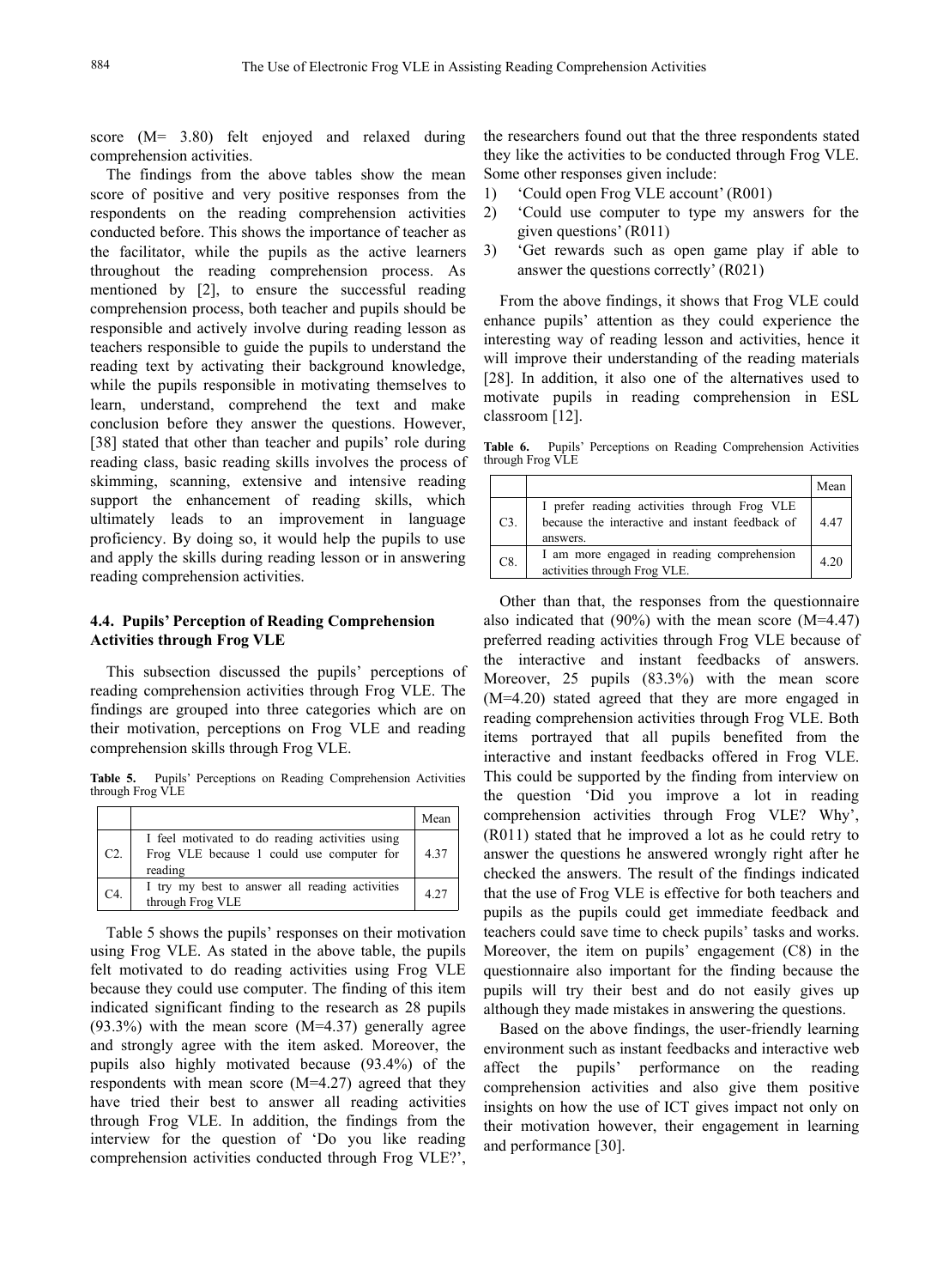score (M= 3.80) felt enjoyed and relaxed during comprehension activities.

The findings from the above tables show the mean score of positive and very positive responses from the respondents on the reading comprehension activities conducted before. This shows the importance of teacher as the facilitator, while the pupils as the active learners throughout the reading comprehension process. As mentioned by [2], to ensure the successful reading comprehension process, both teacher and pupils should be responsible and actively involve during reading lesson as teachers responsible to guide the pupils to understand the reading text by activating their background knowledge, while the pupils responsible in motivating themselves to learn, understand, comprehend the text and make conclusion before they answer the questions. However, [38] stated that other than teacher and pupils' role during reading class, basic reading skills involves the process of skimming, scanning, extensive and intensive reading support the enhancement of reading skills, which ultimately leads to an improvement in language proficiency. By doing so, it would help the pupils to use and apply the skills during reading lesson or in answering reading comprehension activities.

### 4.4. Pupils' Perception of Reading Comprehension Activities through Frog VLE

This subsection discussed the pupils' perceptions of reading comprehension activities through Frog VLE. The findings are grouped into three categories which are on their motivation, perceptions on Frog VLE and reading comprehension skills through Frog VLE.

**Table 5.** Pupils' Perceptions on Reading Comprehension Activities through Frog VLE

| | | Mean |
|---|---|---|
| C2. | I feel motivated to do reading activities using Frog VLE because I could use computer for reading | 4.37 |
| C4. | I try my best to answer all reading activities through Frog VLE | 4.27 |

Table 5 shows the pupils' responses on their motivation using Frog VLE. As stated in the above table, the pupils felt motivated to do reading activities using Frog VLE because they could use computer. The finding of this item indicated significant finding to the research as 28 pupils (93.3%) with the mean score (M=4.37) generally agree and strongly agree with the item asked. Moreover, the pupils also highly motivated because (93.4%) of the respondents with mean score (M=4.27) agreed that they have tried their best to answer all reading activities through Frog VLE. In addition, the findings from the interview for the question of 'Do you like reading comprehension activities conducted through Frog VLE?', the researchers found out that the three respondents stated they like the activities to be conducted through Frog VLE. Some other responses given include:

1) 'Could open Frog VLE account' (R001)
2) 'Could use computer to type my answers for the given questions' (R011)
3) 'Get rewards such as open game play if able to answer the questions correctly' (R021)

From the above findings, it shows that Frog VLE could enhance pupils' attention as they could experience the interesting way of reading lesson and activities, hence it will improve their understanding of the reading materials [28]. In addition, it also one of the alternatives used to motivate pupils in reading comprehension in ESL classroom [12].

**Table 6.** Pupils' Perceptions on Reading Comprehension Activities through Frog VLE

| | | Mean |
|---|---|---|
| C3. | I prefer reading activities through Frog VLE because the interactive and instant feedback of answers. | 4.47 |
| C8. | I am more engaged in reading comprehension activities through Frog VLE. | 4.20 |

Other than that, the responses from the questionnaire also indicated that (90%) with the mean score (M=4.47) preferred reading activities through Frog VLE because of the interactive and instant feedbacks of answers. Moreover, 25 pupils (83.3%) with the mean score (M=4.20) stated agreed that they are more engaged in reading comprehension activities through Frog VLE. Both items portrayed that all pupils benefited from the interactive and instant feedbacks offered in Frog VLE. This could be supported by the finding from interview on the question 'Did you improve a lot in reading comprehension activities through Frog VLE? Why', (R011) stated that he improved a lot as he could retry to answer the questions he answered wrongly right after he checked the answers. The result of the findings indicated that the use of Frog VLE is effective for both teachers and pupils as the pupils could get immediate feedback and teachers could save time to check pupils' tasks and works. Moreover, the item on pupils' engagement (C8) in the questionnaire also important for the finding because the pupils will try their best and do not easily gives up although they made mistakes in answering the questions.

Based on the above findings, the user-friendly learning environment such as instant feedbacks and interactive web affect the pupils' performance on the reading comprehension activities and also give them positive insights on how the use of ICT gives impact not only on their motivation however, their engagement in learning and performance [30].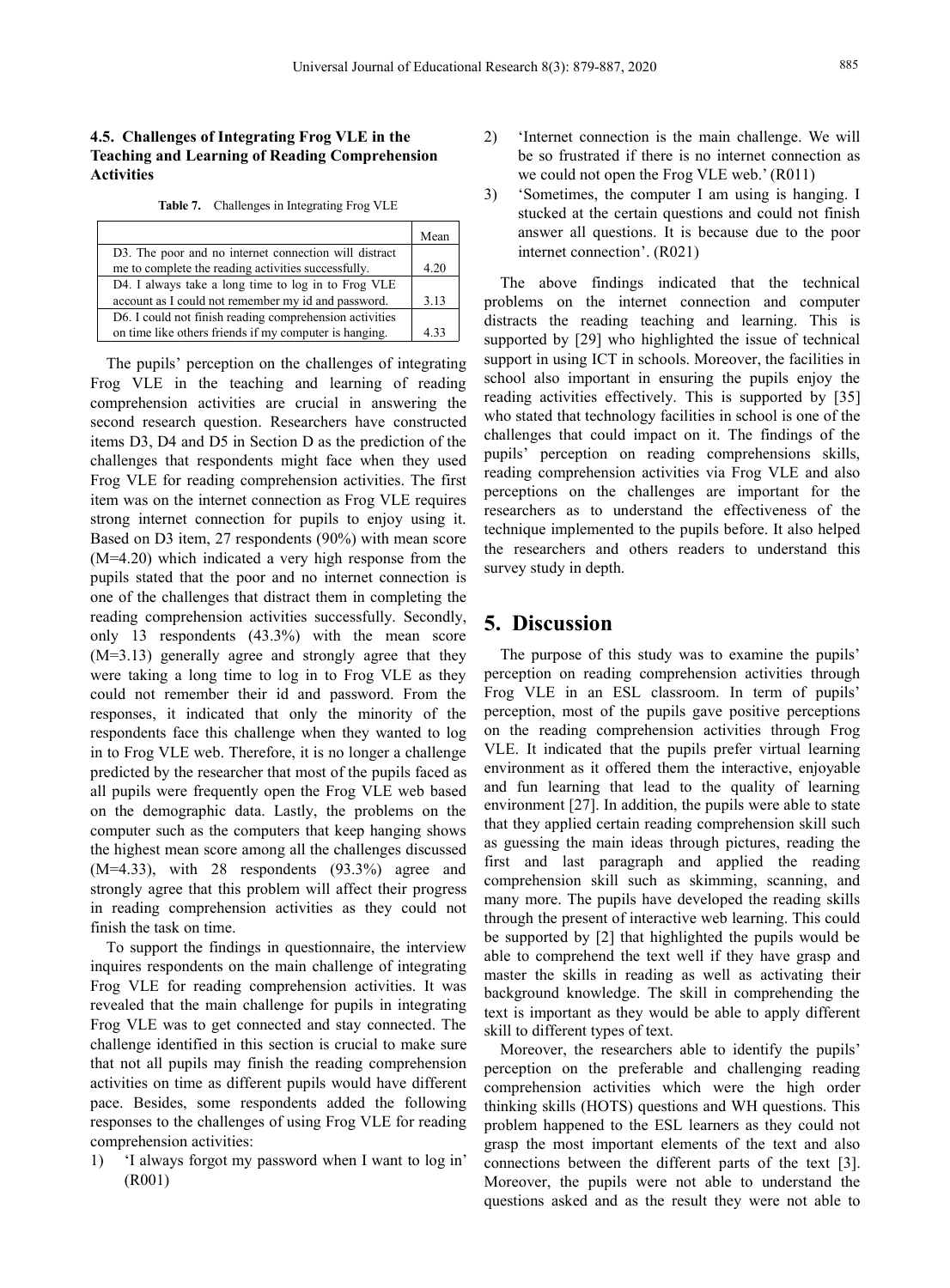### 4.5. Challenges of Integrating Frog VLE in the Teaching and Learning of Reading Comprehension Activities

**Table 7.** Challenges in Integrating Frog VLE

| | Mean |
|---|---|
| D3. The poor and no internet connection will distract me to complete the reading activities successfully. | 4.20 |
| D4. I always take a long time to log in to Frog VLE account as I could not remember my id and password. | 3.13 |
| D6. I could not finish reading comprehension activities on time like others friends if my computer is hanging. | 4.33 |

The pupils' perception on the challenges of integrating Frog VLE in the teaching and learning of reading comprehension activities are crucial in answering the second research question. Researchers have constructed items D3, D4 and D5 in Section D as the prediction of the challenges that respondents might face when they used Frog VLE for reading comprehension activities. The first item was on the internet connection as Frog VLE requires strong internet connection for pupils to enjoy using it. Based on D3 item, 27 respondents (90%) with mean score (M=4.20) which indicated a very high response from the pupils stated that the poor and no internet connection is one of the challenges that distract them in completing the reading comprehension activities successfully. Secondly, only 13 respondents (43.3%) with the mean score (M=3.13) generally agree and strongly agree that they were taking a long time to log in to Frog VLE as they could not remember their id and password. From the responses, it indicated that only the minority of the respondents face this challenge when they wanted to log in to Frog VLE web. Therefore, it is no longer a challenge predicted by the researcher that most of the pupils faced as all pupils were frequently open the Frog VLE web based on the demographic data. Lastly, the problems on the computer such as the computers that keep hanging shows the highest mean score among all the challenges discussed (M=4.33), with 28 respondents (93.3%) agree and strongly agree that this problem will affect their progress in reading comprehension activities as they could not finish the task on time.

To support the findings in questionnaire, the interview inquires respondents on the main challenge of integrating Frog VLE for reading comprehension activities. It was revealed that the main challenge for pupils in integrating Frog VLE was to get connected and stay connected. The challenge identified in this section is crucial to make sure that not all pupils may finish the reading comprehension activities on time as different pupils would have different pace. Besides, some respondents added the following responses to the challenges of using Frog VLE for reading comprehension activities:

1) 'I always forgot my password when I want to log in' (R001)
2) 'Internet connection is the main challenge. We will be so frustrated if there is no internet connection as we could not open the Frog VLE web.' (R011)
3) 'Sometimes, the computer I am using is hanging. I stucked at the certain questions and could not finish answer all questions. It is because due to the poor internet connection'. (R021)

The above findings indicated that the technical problems on the internet connection and computer distracts the reading teaching and learning. This is supported by [29] who highlighted the issue of technical support in using ICT in schools. Moreover, the facilities in school also important in ensuring the pupils enjoy the reading activities effectively. This is supported by [35] who stated that technology facilities in school is one of the challenges that could impact on it. The findings of the pupils' perception on reading comprehensions skills, reading comprehension activities via Frog VLE and also perceptions on the challenges are important for the researchers as to understand the effectiveness of the technique implemented to the pupils before. It also helped the researchers and others readers to understand this survey study in depth.

## 5. Discussion

The purpose of this study was to examine the pupils' perception on reading comprehension activities through Frog VLE in an ESL classroom. In term of pupils' perception, most of the pupils gave positive perceptions on the reading comprehension activities through Frog VLE. It indicated that the pupils prefer virtual learning environment as it offered them the interactive, enjoyable and fun learning that lead to the quality of learning environment [27]. In addition, the pupils were able to state that they applied certain reading comprehension skill such as guessing the main ideas through pictures, reading the first and last paragraph and applied the reading comprehension skill such as skimming, scanning, and many more. The pupils have developed the reading skills through the present of interactive web learning. This could be supported by [2] that highlighted the pupils would be able to comprehend the text well if they have grasp and master the skills in reading as well as activating their background knowledge. The skill in comprehending the text is important as they would be able to apply different skill to different types of text.

Moreover, the researchers able to identify the pupils' perception on the preferable and challenging reading comprehension activities which were the high order thinking skills (HOTS) questions and WH questions. This problem happened to the ESL learners as they could not grasp the most important elements of the text and also connections between the different parts of the text [3]. Moreover, the pupils were not able to understand the questions asked and as the result they were not able to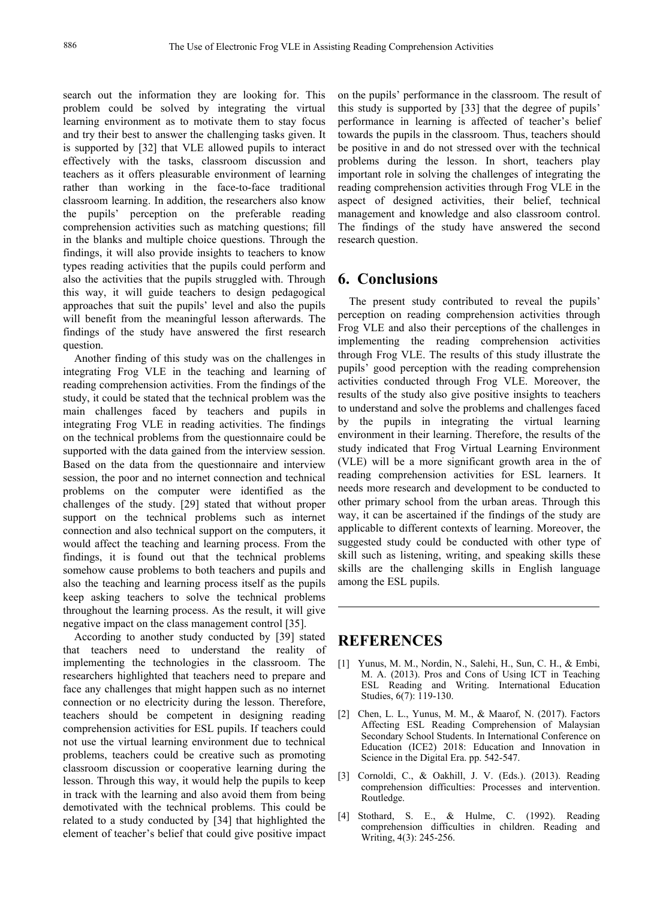search out the information they are looking for. This problem could be solved by integrating the virtual learning environment as to motivate them to stay focus and try their best to answer the challenging tasks given. It is supported by [32] that VLE allowed pupils to interact effectively with the tasks, classroom discussion and teachers as it offers pleasurable environment of learning rather than working in the face-to-face traditional classroom learning. In addition, the researchers also know the pupils' perception on the preferable reading comprehension activities such as matching questions; fill in the blanks and multiple choice questions. Through the findings, it will also provide insights to teachers to know types reading activities that the pupils could perform and also the activities that the pupils struggled with. Through this way, it will guide teachers to design pedagogical approaches that suit the pupils' level and also the pupils will benefit from the meaningful lesson afterwards. The findings of the study have answered the first research question.

Another finding of this study was on the challenges in integrating Frog VLE in the teaching and learning of reading comprehension activities. From the findings of the study, it could be stated that the technical problem was the main challenges faced by teachers and pupils in integrating Frog VLE in reading activities. The findings on the technical problems from the questionnaire could be supported with the data gained from the interview session. Based on the data from the questionnaire and interview session, the poor and no internet connection and technical problems on the computer were identified as the challenges of the study. [29] stated that without proper support on the technical problems such as internet connection and also technical support on the computers, it would affect the teaching and learning process. From the findings, it is found out that the technical problems somehow cause problems to both teachers and pupils and also the teaching and learning process itself as the pupils keep asking teachers to solve the technical problems throughout the learning process. As the result, it will give negative impact on the class management control [35].

According to another study conducted by [39] stated that teachers need to understand the reality of implementing the technologies in the classroom. The researchers highlighted that teachers need to prepare and face any challenges that might happen such as no internet connection or no electricity during the lesson. Therefore, teachers should be competent in designing reading comprehension activities for ESL pupils. If teachers could not use the virtual learning environment due to technical problems, teachers could be creative such as promoting classroom discussion or cooperative learning during the lesson. Through this way, it would help the pupils to keep in track with the learning and also avoid them from being demotivated with the technical problems. This could be related to a study conducted by [34] that highlighted the element of teacher's belief that could give positive impact on the pupils' performance in the classroom. The result of this study is supported by [33] that the degree of pupils' performance in learning is affected of teacher's belief towards the pupils in the classroom. Thus, teachers should be positive in and do not stressed over with the technical problems during the lesson. In short, teachers play important role in solving the challenges of integrating the reading comprehension activities through Frog VLE in the aspect of designed activities, their belief, technical management and knowledge and also classroom control. The findings of the study have answered the second research question.

# 6. Conclusions

The present study contributed to reveal the pupils' perception on reading comprehension activities through Frog VLE and also their perceptions of the challenges in implementing the reading comprehension activities through Frog VLE. The results of this study illustrate the pupils' good perception with the reading comprehension activities conducted through Frog VLE. Moreover, the results of the study also give positive insights to teachers to understand and solve the problems and challenges faced by the pupils in integrating the virtual learning environment in their learning. Therefore, the results of the study indicated that Frog Virtual Learning Environment (VLE) will be a more significant growth area in the of reading comprehension activities for ESL learners. It needs more research and development to be conducted to other primary school from the urban areas. Through this way, it can be ascertained if the findings of the study are applicable to different contexts of learning. Moreover, the suggested study could be conducted with other type of skill such as listening, writing, and speaking skills these skills are the challenging skills in English language among the ESL pupils.

---

# REFERENCES

[1] Yunus, M. M., Nordin, N., Salehi, H., Sun, C. H., & Embi, M. A. (2013). Pros and Cons of Using ICT in Teaching ESL Reading and Writing. International Education Studies, 6(7): 119-130.

[2] Chen, L. L., Yunus, M. M., & Maarof, N. (2017). Factors Affecting ESL Reading Comprehension of Malaysian Secondary School Students. In International Conference on Education (ICE2) 2018: Education and Innovation in Science in the Digital Era. pp. 542-547.

[3] Cornoldi, C., & Oakhill, J. V. (Eds.). (2013). Reading comprehension difficulties: Processes and intervention. Routledge.

[4] Stothard, S. E., & Hulme, C. (1992). Reading comprehension difficulties in children. Reading and Writing, 4(3): 245-256.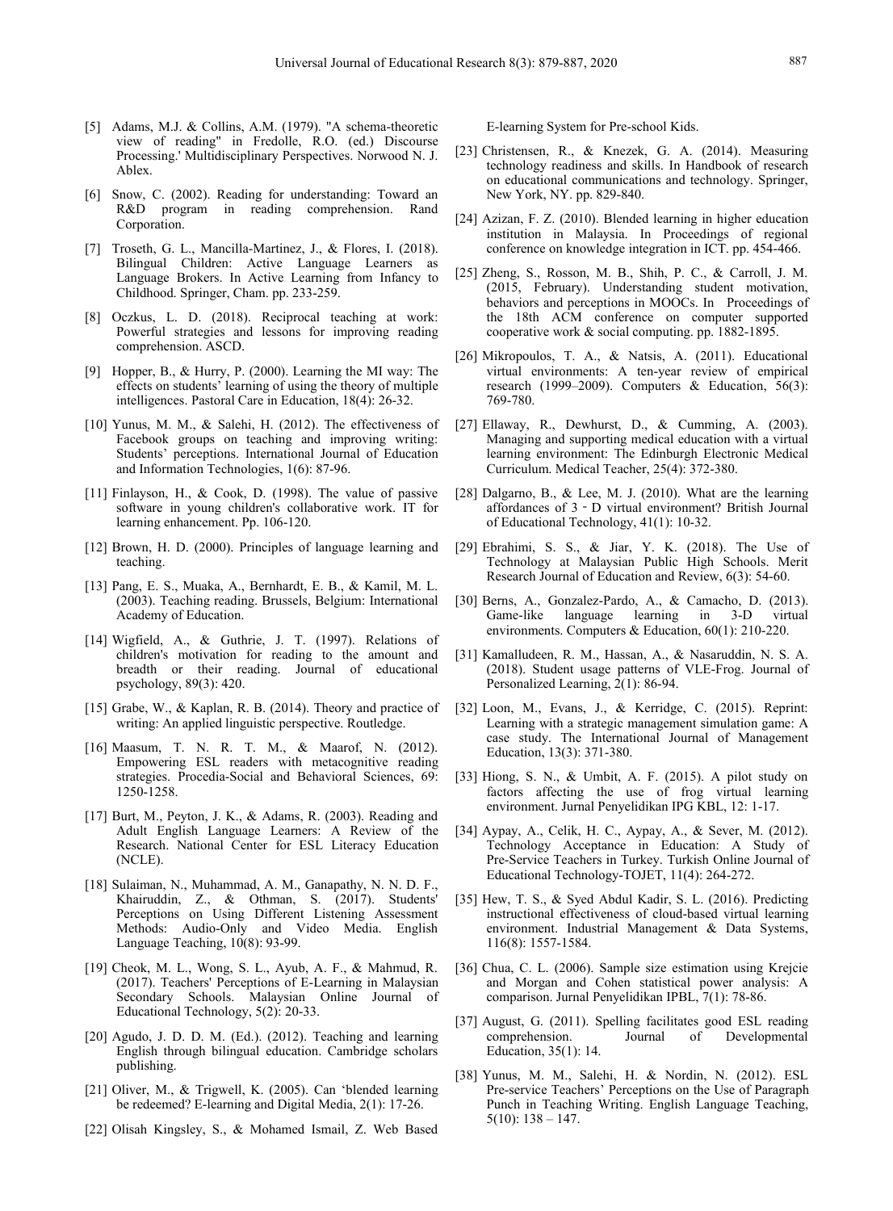[5] Adams, M.J. & Collins, A.M. (1979). "A schema-theoretic view of reading" in Fredolle, R.O. (ed.) Discourse Processing.' Multidisciplinary Perspectives. Norwood N. J. Ablex.

[6] Snow, C. (2002). Reading for understanding: Toward an R&D program in reading comprehension. Rand Corporation.

[7] Troseth, G. L., Mancilla-Martinez, J., & Flores, I. (2018). Bilingual Children: Active Language Learners as Language Brokers. In Active Learning from Infancy to Childhood. Springer, Cham. pp. 233-259.

[8] Oczkus, L. D. (2018). Reciprocal teaching at work: Powerful strategies and lessons for improving reading comprehension. ASCD.

[9] Hopper, B., & Hurry, P. (2000). Learning the MI way: The effects on students' learning of using the theory of multiple intelligences. Pastoral Care in Education, 18(4): 26-32.

[10] Yunus, M. M., & Salehi, H. (2012). The effectiveness of Facebook groups on teaching and improving writing: Students' perceptions. International Journal of Education and Information Technologies, 1(6): 87-96.

[11] Finlayson, H., & Cook, D. (1998). The value of passive software in young children's collaborative work. IT for learning enhancement. Pp. 106-120.

[12] Brown, H. D. (2000). Principles of language learning and teaching.

[13] Pang, E. S., Muaka, A., Bernhardt, E. B., & Kamil, M. L. (2003). Teaching reading. Brussels, Belgium: International Academy of Education.

[14] Wigfield, A., & Guthrie, J. T. (1997). Relations of children's motivation for reading to the amount and breadth or their reading. Journal of educational psychology, 89(3): 420.

[15] Grabe, W., & Kaplan, R. B. (2014). Theory and practice of writing: An applied linguistic perspective. Routledge.

[16] Maasum, T. N. R. T. M., & Maarof, N. (2012). Empowering ESL readers with metacognitive reading strategies. Procedia-Social and Behavioral Sciences, 69: 1250-1258.

[17] Burt, M., Peyton, J. K., & Adams, R. (2003). Reading and Adult English Language Learners: A Review of the Research. National Center for ESL Literacy Education (NCLE).

[18] Sulaiman, N., Muhammad, A. M., Ganapathy, N. N. D. F., Khairuddin, Z., & Othman, S. (2017). Students' Perceptions on Using Different Listening Assessment Methods: Audio-Only and Video Media. English Language Teaching, 10(8): 93-99.

[19] Cheok, M. L., Wong, S. L., Ayub, A. F., & Mahmud, R. (2017). Teachers' Perceptions of E-Learning in Malaysian Secondary Schools. Malaysian Online Journal of Educational Technology, 5(2): 20-33.

[20] Agudo, J. D. D. M. (Ed.). (2012). Teaching and learning English through bilingual education. Cambridge scholars publishing.

[21] Oliver, M., & Trigwell, K. (2005). Can 'blended learning be redeemed? E-learning and Digital Media, 2(1): 17-26.

[22] Olisah Kingsley, S., & Mohamed Ismail, Z. Web Based E-learning System for Pre-school Kids.

[23] Christensen, R., & Knezek, G. A. (2014). Measuring technology readiness and skills. In Handbook of research on educational communications and technology. Springer, New York, NY. pp. 829-840.

[24] Azizan, F. Z. (2010). Blended learning in higher education institution in Malaysia. In Proceedings of regional conference on knowledge integration in ICT. pp. 454-466.

[25] Zheng, S., Rosson, M. B., Shih, P. C., & Carroll, J. M. (2015, February). Understanding student motivation, behaviors and perceptions in MOOCs. In Proceedings of the 18th ACM conference on computer supported cooperative work & social computing. pp. 1882-1895.

[26] Mikropoulos, T. A., & Natsis, A. (2011). Educational virtual environments: A ten-year review of empirical research (1999–2009). Computers & Education, 56(3): 769-780.

[27] Ellaway, R., Dewhurst, D., & Cumming, A. (2003). Managing and supporting medical education with a virtual learning environment: The Edinburgh Electronic Medical Curriculum. Medical Teacher, 25(4): 372-380.

[28] Dalgarno, B., & Lee, M. J. (2010). What are the learning affordances of 3 - D virtual environment? British Journal of Educational Technology, 41(1): 10-32.

[29] Ebrahimi, S. S., & Jiar, Y. K. (2018). The Use of Technology at Malaysian Public High Schools. Merit Research Journal of Education and Review, 6(3): 54-60.

[30] Berns, A., Gonzalez-Pardo, A., & Camacho, D. (2013). Game-like language learning in 3-D virtual environments. Computers & Education, 60(1): 210-220.

[31] Kamalludeen, R. M., Hassan, A., & Nasaruddin, N. S. A. (2018). Student usage patterns of VLE-Frog. Journal of Personalized Learning, 2(1): 86-94.

[32] Loon, M., Evans, J., & Kerridge, C. (2015). Reprint: Learning with a strategic management simulation game: A case study. The International Journal of Management Education, 13(3): 371-380.

[33] Hiong, S. N., & Umbit, A. F. (2015). A pilot study on factors affecting the use of frog virtual learning environment. Jurnal Penyelidikan IPG KBL, 12: 1-17.

[34] Aypay, A., Celik, H. C., Aypay, A., & Sever, M. (2012). Technology Acceptance in Education: A Study of Pre-Service Teachers in Turkey. Turkish Online Journal of Educational Technology-TOJET, 11(4): 264-272.

[35] Hew, T. S., & Syed Abdul Kadir, S. L. (2016). Predicting instructional effectiveness of cloud-based virtual learning environment. Industrial Management & Data Systems, 116(8): 1557-1584.

[36] Chua, C. L. (2006). Sample size estimation using Krejcie and Morgan and Cohen statistical power analysis: A comparison. Jurnal Penyelidikan IPBL, 7(1): 78-86.

[37] August, G. (2011). Spelling facilitates good ESL reading comprehension. Journal of Developmental Education, 35(1): 14.

[38] Yunus, M. M., Salehi, H. & Nordin, N. (2012). ESL Pre-service Teachers' Perceptions on the Use of Paragraph Punch in Teaching Writing. English Language Teaching, 5(10): 138 – 147.